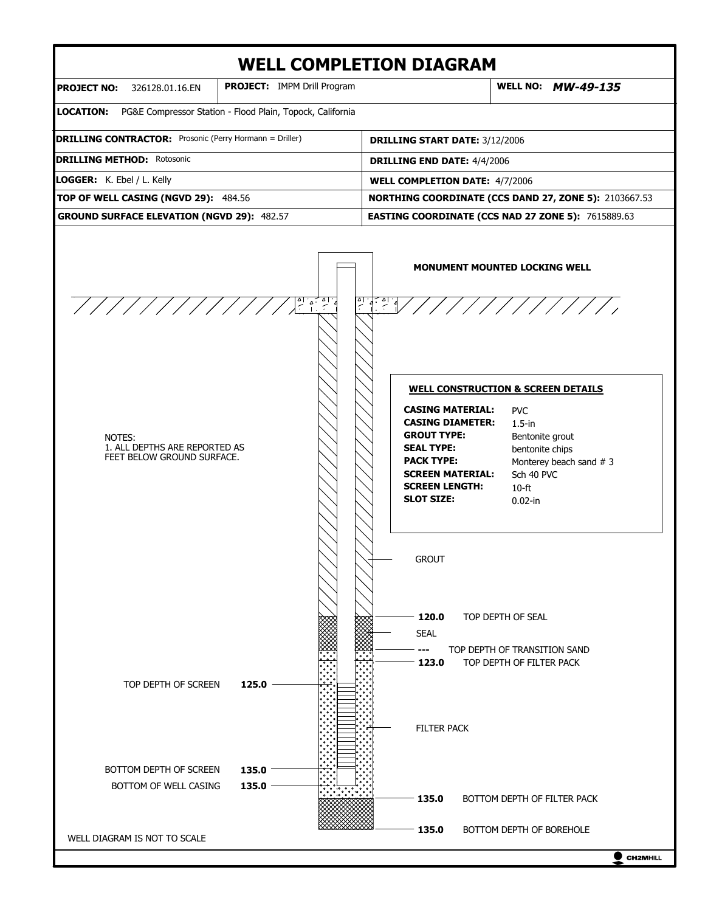# WELL COMPLETION DIAGRAM

| | | |
|---|---|---|
| **PROJECT NO:** 326128.01.16.EN | **PROJECT:** IMPM Drill Program | **WELL NO:** ***MW-49-135*** |

**LOCATION:** PG&E Compressor Station - Flood Plain, Topock, California

| | |
|---|---|
| **DRILLING CONTRACTOR:** Prosonic (Perry Hormann = Driller) | **DRILLING START DATE:** 3/12/2006 |
| **DRILLING METHOD:** Rotosonic | **DRILLING END DATE:** 4/4/2006 |
| **LOGGER:** K. Ebel / L. Kelly | **WELL COMPLETION DATE:** 4/7/2006 |
| **TOP OF WELL CASING (NGVD 29):** 484.56 | **NORTHING COORDINATE (CCS DAND 27, ZONE 5):** 2103667.53 |
| **GROUND SURFACE ELEVATION (NGVD 29):** 482.57 | **EASTING COORDINATE (CCS NAD 27 ZONE 5):** 7615889.63 |

**MONUMENT MOUNTED LOCKING WELL**

NOTES:
1. ALL DEPTHS ARE REPORTED AS FEET BELOW GROUND SURFACE.

**WELL CONSTRUCTION & SCREEN DETAILS**

| | |
|---|---|
| **CASING MATERIAL:** | PVC |
| **CASING DIAMETER:** | 1.5-in |
| **GROUT TYPE:** | Bentonite grout |
| **SEAL TYPE:** | bentonite chips |
| **PACK TYPE:** | Monterey beach sand # 3 |
| **SCREEN MATERIAL:** | Sch 40 PVC |
| **SCREEN LENGTH:** | 10-ft |
| **SLOT SIZE:** | 0.02-in |

GROUT

**120.0** TOP DEPTH OF SEAL

SEAL

**---** TOP DEPTH OF TRANSITION SAND

**123.0** TOP DEPTH OF FILTER PACK

TOP DEPTH OF SCREEN **125.0**

FILTER PACK

BOTTOM DEPTH OF SCREEN **135.0**

BOTTOM OF WELL CASING **135.0**

**135.0** BOTTOM DEPTH OF FILTER PACK

**135.0** BOTTOM DEPTH OF BOREHOLE

WELL DIAGRAM IS NOT TO SCALE

CH2MHILL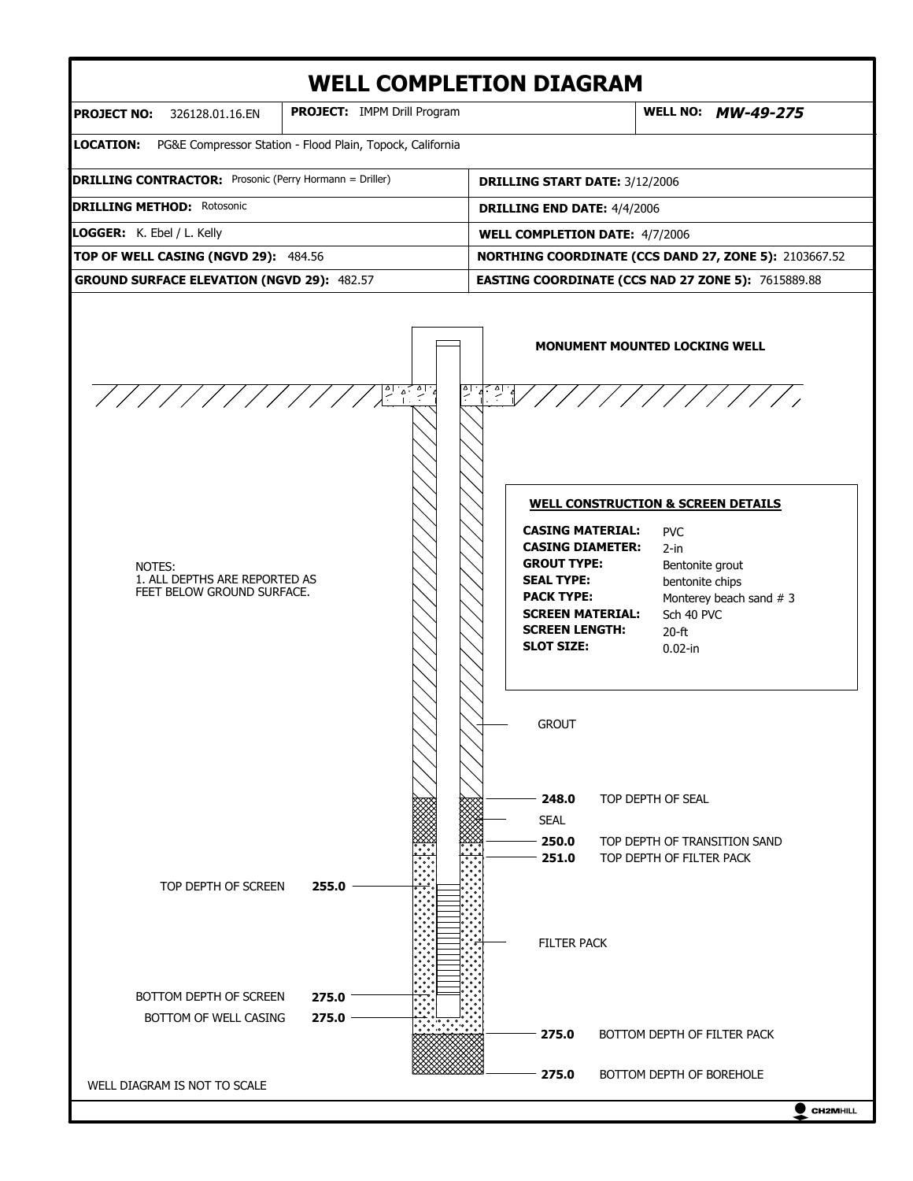# WELL COMPLETION DIAGRAM

| **PROJECT NO:** 326128.01.16.EN | **PROJECT:** IMPM Drill Program | **WELL NO:** ***MW-49-275*** |
| --- | --- | --- |

**LOCATION:** PG&E Compressor Station - Flood Plain, Topock, California

| | |
| --- | --- |
| **DRILLING CONTRACTOR:** Prosonic (Perry Hormann = Driller) | **DRILLING START DATE:** 3/12/2006 |
| **DRILLING METHOD:** Rotosonic | **DRILLING END DATE:** 4/4/2006 |
| **LOGGER:** K. Ebel / L. Kelly | **WELL COMPLETION DATE:** 4/7/2006 |
| **TOP OF WELL CASING (NGVD 29):** 484.56 | **NORTHING COORDINATE (CCS DAND 27, ZONE 5):** 2103667.52 |
| **GROUND SURFACE ELEVATION (NGVD 29):** 482.57 | **EASTING COORDINATE (CCS NAD 27 ZONE 5):** 7615889.88 |

**MONUMENT MOUNTED LOCKING WELL**

NOTES:
1. ALL DEPTHS ARE REPORTED AS FEET BELOW GROUND SURFACE.

**WELL CONSTRUCTION & SCREEN DETAILS**

| | |
| --- | --- |
| **CASING MATERIAL:** | PVC |
| **CASING DIAMETER:** | 2-in |
| **GROUT TYPE:** | Bentonite grout |
| **SEAL TYPE:** | bentonite chips |
| **PACK TYPE:** | Monterey beach sand # 3 |
| **SCREEN MATERIAL:** | Sch 40 PVC |
| **SCREEN LENGTH:** | 20-ft |
| **SLOT SIZE:** | 0.02-in |

GROUT

**248.0** TOP DEPTH OF SEAL

SEAL

**250.0** TOP DEPTH OF TRANSITION SAND

**251.0** TOP DEPTH OF FILTER PACK

TOP DEPTH OF SCREEN **255.0**

FILTER PACK

BOTTOM DEPTH OF SCREEN **275.0**

BOTTOM OF WELL CASING **275.0**

**275.0** BOTTOM DEPTH OF FILTER PACK

**275.0** BOTTOM DEPTH OF BOREHOLE

WELL DIAGRAM IS NOT TO SCALE

CH2MHILL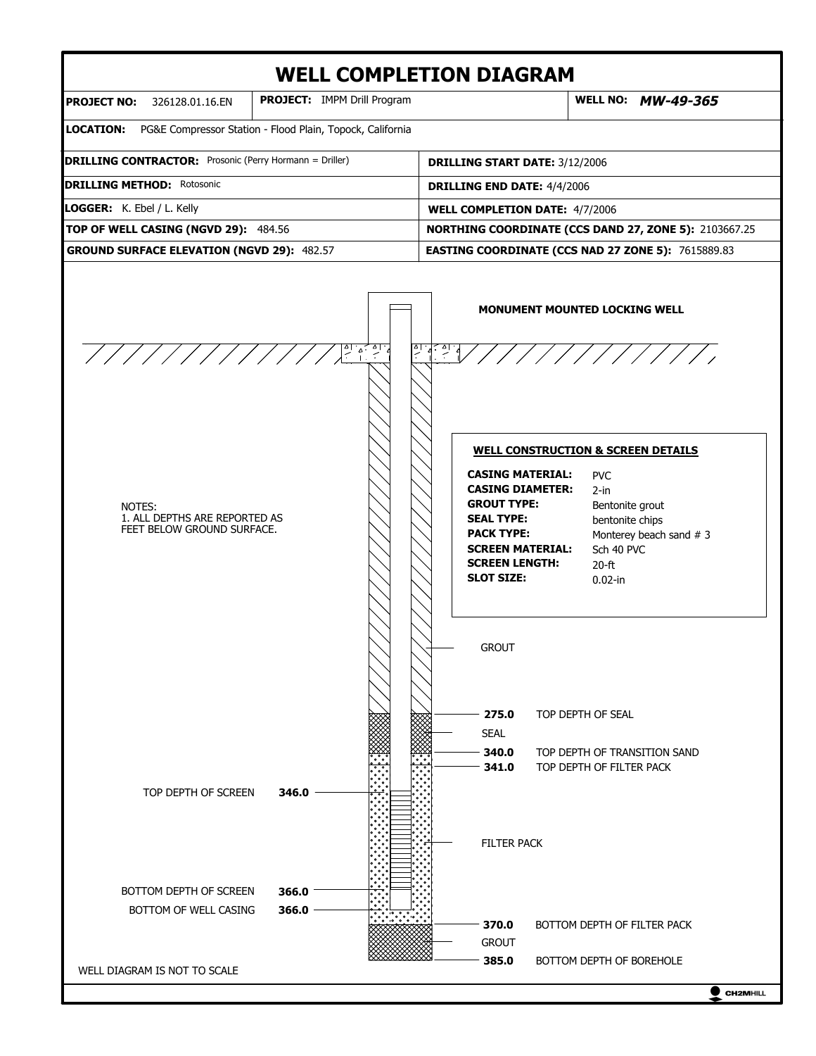# WELL COMPLETION DIAGRAM

| | | |
|---|---|---|
| **PROJECT NO:** 326128.01.16.EN | **PROJECT:** IMPM Drill Program | **WELL NO:** ***MW-49-365*** |

**LOCATION:** PG&E Compressor Station - Flood Plain, Topock, California

| | |
|---|---|
| **DRILLING CONTRACTOR:** Prosonic (Perry Hormann = Driller) | **DRILLING START DATE:** 3/12/2006 |
| **DRILLING METHOD:** Rotosonic | **DRILLING END DATE:** 4/4/2006 |
| **LOGGER:** K. Ebel / L. Kelly | **WELL COMPLETION DATE:** 4/7/2006 |
| **TOP OF WELL CASING (NGVD 29):** 484.56 | **NORTHING COORDINATE (CCS DAND 27, ZONE 5):** 2103667.25 |
| **GROUND SURFACE ELEVATION (NGVD 29):** 482.57 | **EASTING COORDINATE (CCS NAD 27 ZONE 5):** 7615889.83 |

**MONUMENT MOUNTED LOCKING WELL**

**WELL CONSTRUCTION & SCREEN DETAILS**

| | |
|---|---|
| **CASING MATERIAL:** | PVC |
| **CASING DIAMETER:** | 2-in |
| **GROUT TYPE:** | Bentonite grout |
| **SEAL TYPE:** | bentonite chips |
| **PACK TYPE:** | Monterey beach sand # 3 |
| **SCREEN MATERIAL:** | Sch 40 PVC |
| **SCREEN LENGTH:** | 20-ft |
| **SLOT SIZE:** | 0.02-in |

NOTES:
1. ALL DEPTHS ARE REPORTED AS FEET BELOW GROUND SURFACE.

GROUT

**275.0** TOP DEPTH OF SEAL

SEAL

**340.0** TOP DEPTH OF TRANSITION SAND

**341.0** TOP DEPTH OF FILTER PACK

TOP DEPTH OF SCREEN **346.0**

FILTER PACK

BOTTOM DEPTH OF SCREEN **366.0**

BOTTOM OF WELL CASING **366.0**

**370.0** BOTTOM DEPTH OF FILTER PACK

GROUT

**385.0** BOTTOM DEPTH OF BOREHOLE

WELL DIAGRAM IS NOT TO SCALE

CH2MHILL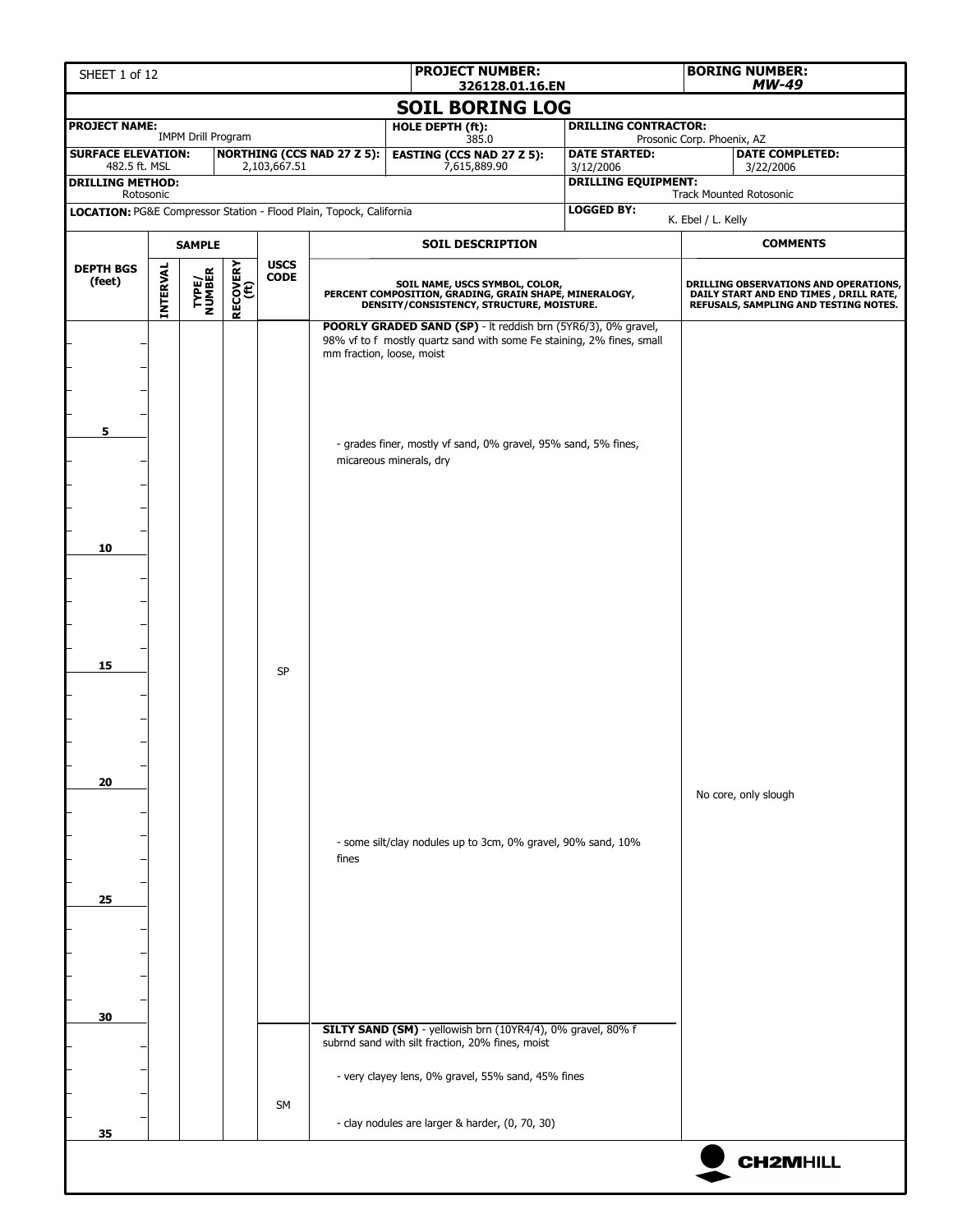SHEET 1 of 12

**PROJECT NUMBER:** 326128.01.16.EN

**BORING NUMBER:** *MW-49*

# SOIL BORING LOG

| **PROJECT NAME:** IMPM Drill Program | | **HOLE DEPTH (ft):** 385.0 | **DRILLING CONTRACTOR:** Prosonic Corp. Phoenix, AZ | |
|---|---|---|---|---|
| **SURFACE ELEVATION:** 482.5 ft. MSL | **NORTHING (CCS NAD 27 Z 5):** 2,103,667.51 | **EASTING (CCS NAD 27 Z 5):** 7,615,889.90 | **DATE STARTED:** 3/12/2006 | **DATE COMPLETED:** 3/22/2006 |
| **DRILLING METHOD:** Rotosonic | | | **DRILLING EQUIPMENT:** Track Mounted Rotosonic | |
| **LOCATION:** PG&E Compressor Station - Flood Plain, Topock, California | | | **LOGGED BY:** K. Ebel / L. Kelly | |

| DEPTH BGS (feet) | SAMPLE: INTERVAL | SAMPLE: TYPE/ NUMBER | SAMPLE: RECOVERY (ft) | USCS CODE | SOIL DESCRIPTION: SOIL NAME, USCS SYMBOL, COLOR, PERCENT COMPOSITION, GRADING, GRAIN SHAPE, MINERALOGY, DENSITY/CONSISTENCY, STRUCTURE, MOISTURE. | COMMENTS: DRILLING OBSERVATIONS AND OPERATIONS, DAILY START AND END TIMES, DRILL RATE, REFUSALS, SAMPLING AND TESTING NOTES. |
|---|---|---|---|---|---|---|
| 0 | | | | SP | **POORLY GRADED SAND (SP)** - lt reddish brn (5YR6/3), 0% gravel, 98% vf to f mostly quartz sand with some Fe staining, 2% fines, small mm fraction, loose, moist | |
| 5 | | | | | - grades finer, mostly vf sand, 0% gravel, 95% sand, 5% fines, micareous minerals, dry | |
| 10 | | | | | | |
| 15 | | | | | | |
| 20 | | | | | | No core, only slough |
| 23 | | | | | - some silt/clay nodules up to 3cm, 0% gravel, 90% sand, 10% fines | |
| 25 | | | | | | |
| 30 | | | | SM | **SILTY SAND (SM)** - yellowish brn (10YR4/4), 0% gravel, 80% f subrnd sand with silt fraction, 20% fines, moist | |
| | | | | | - very clayey lens, 0% gravel, 55% sand, 45% fines | |
| | | | | | - clay nodules are larger & harder, (0, 70, 30) | |
| 35 | | | | | | |

CH2MHILL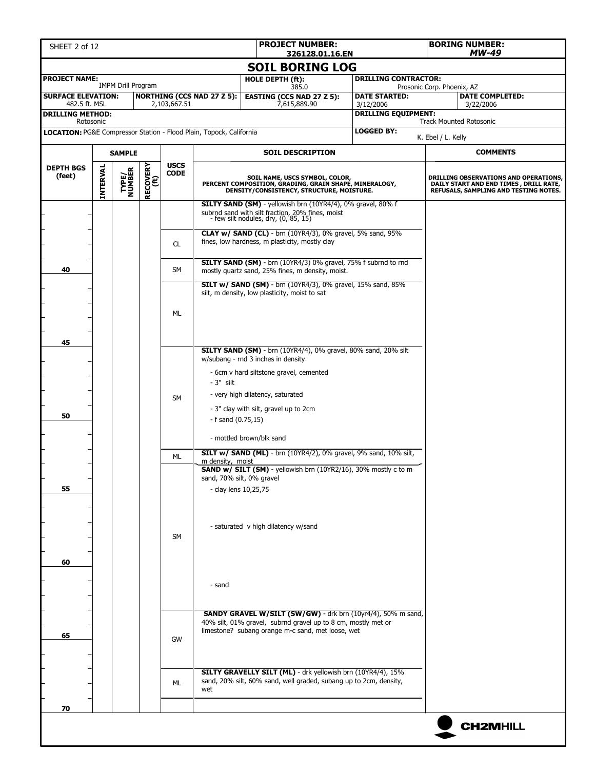| PROJECT NUMBER: 326128.01.16.EN | BORING NUMBER: MW-49 |
|---|---|

## SOIL BORING LOG

| PROJECT NAME: IMPM Drill Program | | HOLE DEPTH (ft): 385.0 | DRILLING CONTRACTOR: Prosonic Corp. Phoenix, AZ | |
|---|---|---|---|---|
| SURFACE ELEVATION: 482.5 ft. MSL | NORTHING (CCS NAD 27 Z 5): 2,103,667.51 | EASTING (CCS NAD 27 Z 5): 7,615,889.90 | DATE STARTED: 3/12/2006 | DATE COMPLETED: 3/22/2006 |
| DRILLING METHOD: Rotosonic | | | DRILLING EQUIPMENT: Track Mounted Rotosonic | |
| LOCATION: PG&E Compressor Station - Flood Plain, Topock, California | | | LOGGED BY: K. Ebel / L. Kelly | |

| DEPTH BGS (feet) | INTERVAL | TYPE/ NUMBER | RECOVERY (ft) | USCS CODE | SOIL DESCRIPTION: SOIL NAME, USCS SYMBOL, COLOR, PERCENT COMPOSITION, GRADING, GRAIN SHAPE, MINERALOGY, DENSITY/CONSISTENCY, STRUCTURE, MOISTURE. | COMMENTS: DRILLING OBSERVATIONS AND OPERATIONS, DAILY START AND END TIMES, DRILL RATE, REFUSALS, SAMPLING AND TESTING NOTES. |
|---|---|---|---|---|---|---|
| | | | | | **SILTY SAND (SM)** - yellowish brn (10YR4/4), 0% gravel, 80% f subrnd sand with silt fraction, 20% fines, moist<br>- few silt nodules, dry, (0, 85, 15) | |
| | | | | CL | **CLAY w/ SAND (CL)** - brn (10YR4/3), 0% gravel, 5% sand, 95% fines, low hardness, m plasticity, mostly clay | |
| 40 | | | | SM | **SILTY SAND (SM)** - brn (10YR4/3) 0% gravel, 75% f subrnd to rnd mostly quartz sand, 25% fines, m density, moist. | |
| | | | | ML | **SILT w/ SAND (SM)** - brn (10YR4/3), 0% gravel, 15% sand, 85% silt, m density, low plasticity, moist to sat | |
| 45 | | | | | | |
| | | | | SM | **SILTY SAND (SM)** - brn (10YR4/4), 0% gravel, 80% sand, 20% silt w/subang - rnd 3 inches in density<br>- 6cm v hard siltstone gravel, cemented<br>- 3" silt<br>- very high dilatency, saturated<br>- 3" clay with silt, gravel up to 2cm | |
| 50 | | | | | - f sand (0.75,15)<br>- mottled brown/blk sand | |
| | | | | ML | **SILT w/ SAND (ML)** - brn (10YR4/2), 0% gravel, 9% sand, 10% silt, m density, moist | |
| | | | | SM | **SAND w/ SILT (SM)** - yellowish brn (10YR2/16), 30% mostly c to m sand, 70% silt, 0% gravel | |
| 55 | | | | | - clay lens 10,25,75<br>- saturated v high dilatency w/sand | |
| 60 | | | | | - sand | |
| | | | | GW | **SANDY GRAVEL W/SILT (SW/GW)** - drk brn (10yr4/4), 50% m sand, 40% silt, 01% gravel, subrnd gravel up to 8 cm, mostly met or limestone? subang orange m-c sand, met loose, wet | |
| 65 | | | | | | |
| | | | | ML | **SILTY GRAVELLY SILT (ML)** - drk yellowish brn (10YR4/4), 15% sand, 20% silt, 60% sand, well graded, subang up to 2cm, density, wet | |
| 70 | | | | | | |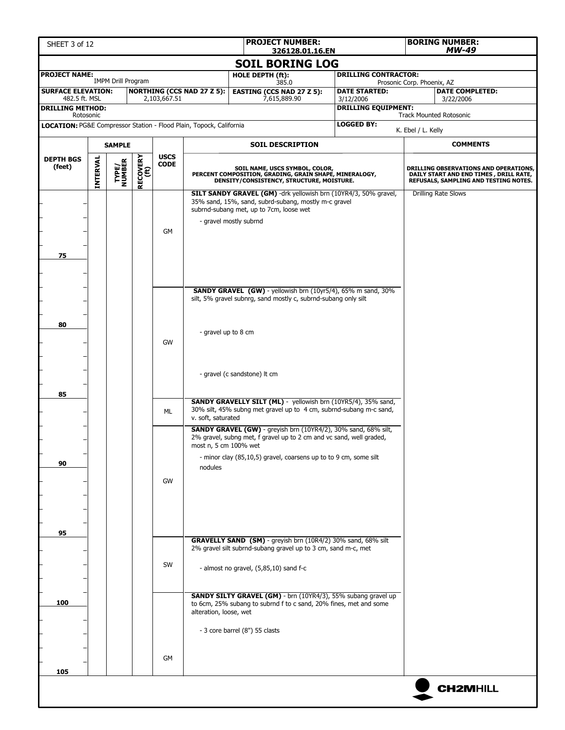| SHEET 3 of 12 | | | | PROJECT NUMBER: 326128.01.16.EN | | BORING NUMBER: *MW-49* |
|---|---|---|---|---|---|---|

# SOIL BORING LOG

| PROJECT NAME: IMPM Drill Program | | HOLE DEPTH (ft): 385.0 | DRILLING CONTRACTOR: Prosonic Corp. Phoenix, AZ | |
|---|---|---|---|---|
| SURFACE ELEVATION: 482.5 ft. MSL | NORTHING (CCS NAD 27 Z 5): 2,103,667.51 | EASTING (CCS NAD 27 Z 5): 7,615,889.90 | DATE STARTED: 3/12/2006 | DATE COMPLETED: 3/22/2006 |
| DRILLING METHOD: Rotosonic | | | DRILLING EQUIPMENT: Track Mounted Rotosonic | |
| LOCATION: PG&E Compressor Station - Flood Plain, Topock, California | | | LOGGED BY: K. Ebel / L. Kelly | |

| DEPTH BGS (feet) | SAMPLE INTERVAL | SAMPLE TYPE/NUMBER | SAMPLE RECOVERY (ft) | USCS CODE | SOIL DESCRIPTION<br>SOIL NAME, USCS SYMBOL, COLOR, PERCENT COMPOSITION, GRADING, GRAIN SHAPE, MINERALOGY, DENSITY/CONSISTENCY, STRUCTURE, MOISTURE. | COMMENTS<br>DRILLING OBSERVATIONS AND OPERATIONS, DAILY START AND END TIMES, DRILL RATE, REFUSALS, SAMPLING AND TESTING NOTES. |
|---|---|---|---|---|---|---|
| | | | | GM | **SILT SANDY GRAVEL (GM)** -drk yellowish brn (10YR4/3, 50% gravel, 35% sand, 15%, sand, subrd-subang, mostly m-c gravel subrnd-subang met, up to 7cm, loose wet<br>- gravel mostly subrnd | Drilling Rate Slows |
| 75 | | | | | | |
| | | | | GW | **SANDY GRAVEL (GW)** - yellowish brn (10yr5/4), 65% m sand, 30% silt, 5% gravel subnrg, sand mostly c, subrnd-subang only silt | |
| 80 | | | | | - gravel up to 8 cm<br>- gravel (c sandstone) lt cm | |
| 85 | | | | ML | **SANDY GRAVELLY SILT (ML)** - yellowish brn (10YR5/4), 35% sand, 30% silt, 45% subng met gravel up to 4 cm, subrnd-subang m-c sand, v. soft, saturated | |
| | | | | GW | **SANDY GRAVEL (GW)** - greyish brn (10YR4/2), 30% sand, 68% silt, 2% gravel, subng met, f gravel up to 2 cm and vc sand, well graded, most n, 5 cm 100% wet<br>- minor clay (85,10,5) gravel, coarsens up to to 9 cm, some silt nodules | |
| 90 | | | | | | |
| 95 | | | | SW | **GRAVELLY SAND (SM)** - greyish brn (10R4/2) 30% sand, 68% silt 2% gravel silt subrnd-subang gravel up to 3 cm, sand m-c, met<br>- almost no gravel, (5,85,10) sand f-c | |
| 100 | | | | GM | **SANDY SILTY GRAVEL (GM)** - brn (10YR4/3), 55% subang gravel up to 6cm, 25% subang to subrnd f to c sand, 20% fines, met and some alteration, loose, wet<br>- 3 core barrel (8") 55 clasts | |
| 105 | | | | | | |

CH2MHILL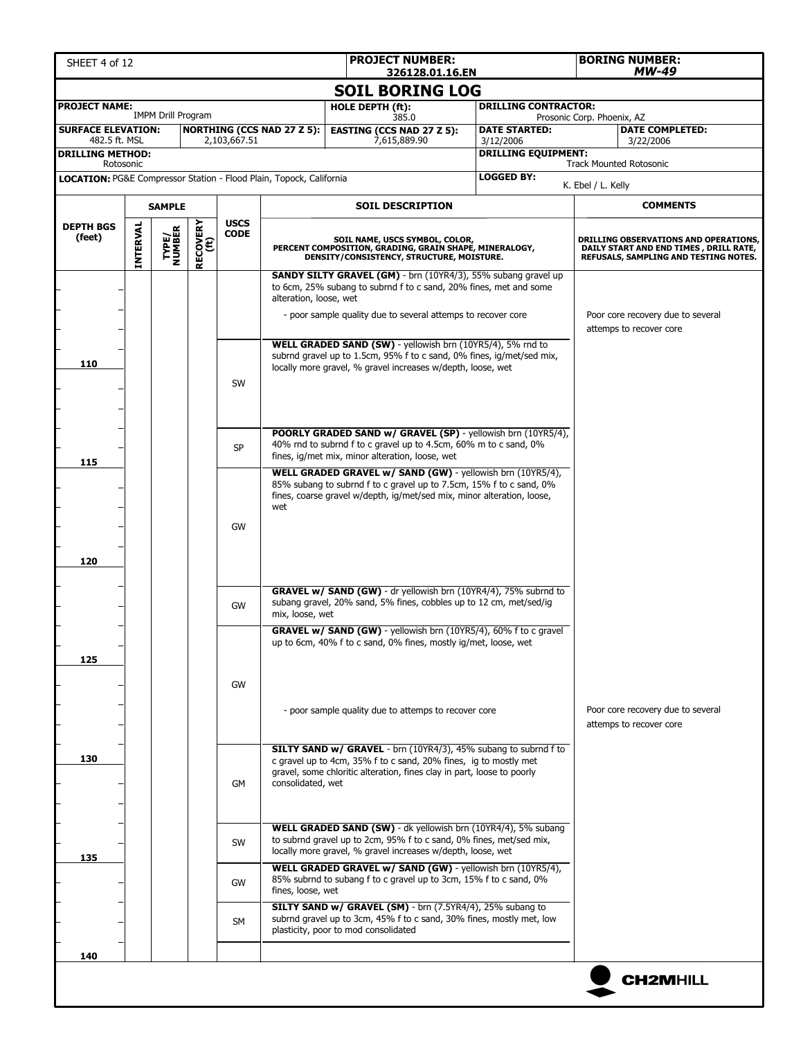| SHEET 4 of 12 | PROJECT NUMBER: 326128.01.16.EN | BORING NUMBER: *MW-49* |
|---|---|---|

## SOIL BORING LOG

| PROJECT NAME: IMPM Drill Program | | HOLE DEPTH (ft): 385.0 | DRILLING CONTRACTOR: Prosonic Corp. Phoenix, AZ | |
|---|---|---|---|---|
| SURFACE ELEVATION: 482.5 ft. MSL | NORTHING (CCS NAD 27 Z 5): 2,103,667.51 | EASTING (CCS NAD 27 Z 5): 7,615,889.90 | DATE STARTED: 3/12/2006 | DATE COMPLETED: 3/22/2006 |
| DRILLING METHOD: Rotosonic | | | DRILLING EQUIPMENT: Track Mounted Rotosonic | |
| LOCATION: PG&E Compressor Station - Flood Plain, Topock, California | | | LOGGED BY: K. Ebel / L. Kelly | |

| DEPTH BGS (feet) | SAMPLE INTERVAL | SAMPLE TYPE/ NUMBER | SAMPLE RECOVERY (ft) | USCS CODE | SOIL DESCRIPTION: SOIL NAME, USCS SYMBOL, COLOR, PERCENT COMPOSITION, GRADING, GRAIN SHAPE, MINERALOGY, DENSITY/CONSISTENCY, STRUCTURE, MOISTURE. | COMMENTS: DRILLING OBSERVATIONS AND OPERATIONS, DAILY START AND END TIMES, DRILL RATE, REFUSALS, SAMPLING AND TESTING NOTES. |
|---|---|---|---|---|---|---|
| | | | | | **SANDY SILTY GRAVEL (GM)** - brn (10YR4/3), 55% subang gravel up to 6cm, 25% subang to subrnd f to c sand, 20% fines, met and some alteration, loose, wet<br>- poor sample quality due to several attemps to recover core | Poor core recovery due to several attemps to recover core |
| 110 | | | | SW | **WELL GRADED SAND (SW)** - yellowish brn (10YR5/4), 5% rnd to subrnd gravel up to 1.5cm, 95% f to c sand, 0% fines, ig/met/sed mix, locally more gravel, % gravel increases w/depth, loose, wet | |
| 115 | | | | SP | **POORLY GRADED SAND w/ GRAVEL (SP)** - yellowish brn (10YR5/4), 40% rnd to subrnd f to c gravel up to 4.5cm, 60% m to c sand, 0% fines, ig/met mix, minor alteration, loose, wet | |
| 120 | | | | GW | **WELL GRADED GRAVEL w/ SAND (GW)** - yellowish brn (10YR5/4), 85% subang to subrnd f to c gravel up to 7.5cm, 15% f to c sand, 0% fines, coarse gravel w/depth, ig/met/sed mix, minor alteration, loose, wet | |
| | | | | GW | **GRAVEL w/ SAND (GW)** - dr yellowish brn (10YR4/4), 75% subrnd to subang gravel, 20% sand, 5% fines, cobbles up to 12 cm, met/sed/ig mix, loose, wet | |
| 125 | | | | GW | **GRAVEL w/ SAND (GW)** - yellowish brn (10YR5/4), 60% f to c gravel up to 6cm, 40% f to c sand, 0% fines, mostly ig/met, loose, wet<br>- poor sample quality due to attemps to recover core | Poor core recovery due to several attemps to recover core |
| 130 | | | | GM | **SILTY SAND w/ GRAVEL** - brn (10YR4/3), 45% subang to subrnd f to c gravel up to 4cm, 35% f to c sand, 20% fines, ig to mostly met gravel, some chloritic alteration, fines clay in part, loose to poorly consolidated, wet | |
| 135 | | | | SW | **WELL GRADED SAND (SW)** - dk yellowish brn (10YR4/4), 5% subang to subrnd gravel up to 2cm, 95% f to c sand, 0% fines, met/sed mix, locally more gravel, % gravel increases w/depth, loose, wet | |
| | | | | GW | **WELL GRADED GRAVEL w/ SAND (GW)** - yellowish brn (10YR5/4), 85% subrnd to subang f to c gravel up to 3cm, 15% f to c sand, 0% fines, loose, wet | |
| | | | | SM | **SILTY SAND w/ GRAVEL (SM)** - brn (7.5YR4/4), 25% subang to subrnd gravel up to 3cm, 45% f to c sand, 30% fines, mostly met, low plasticity, poor to mod consolidated | |
| 140 | | | | | | |

CH2MHILL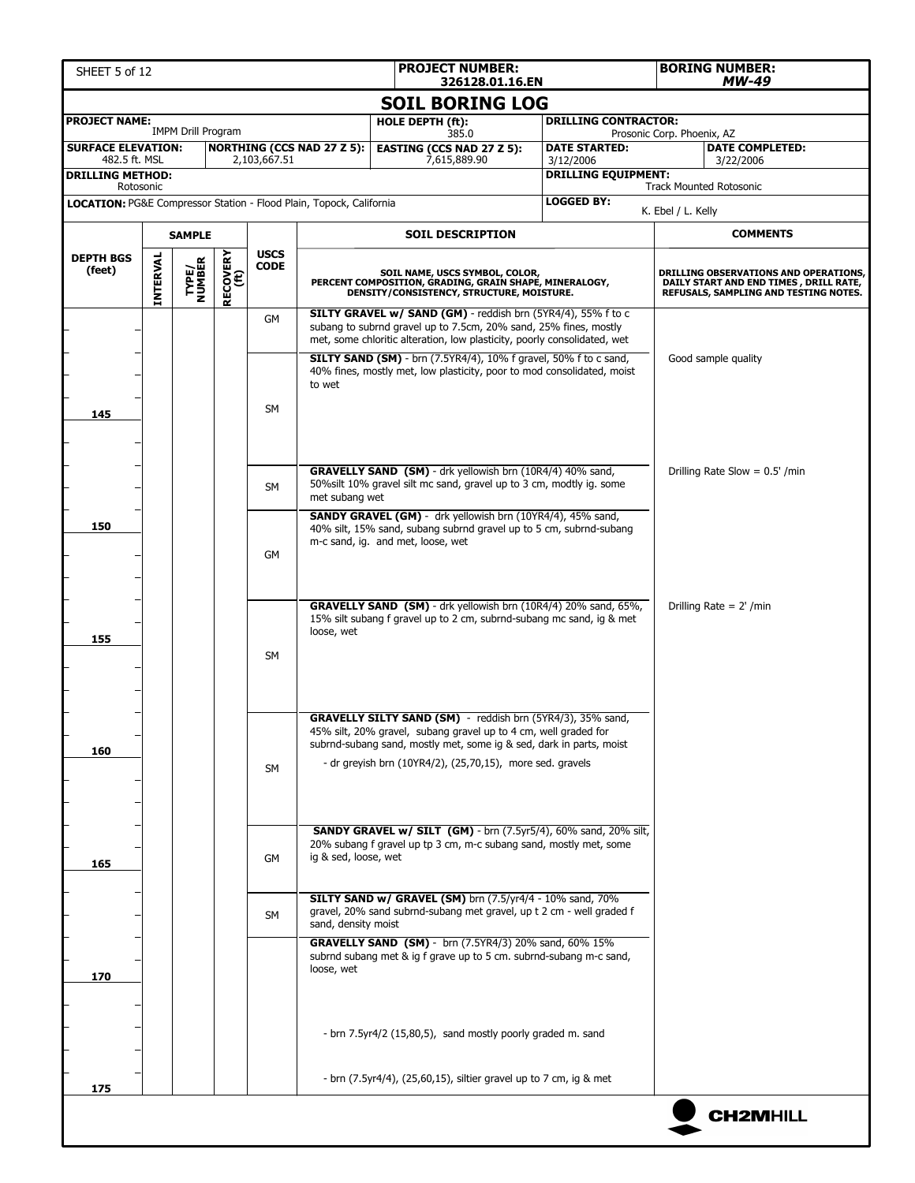| SHEET 5 of 12 | PROJECT NUMBER: 326128.01.16.EN | BORING NUMBER: MW-49 |
|---|---|---|

# SOIL BORING LOG

| | | | |
|---|---|---|---|
| **PROJECT NAME:** IMPM Drill Program | **HOLE DEPTH (ft):** 385.0 | **DRILLING CONTRACTOR:** Prosonic Corp. Phoenix, AZ | |
| **SURFACE ELEVATION:** 482.5 ft. MSL / **NORTHING (CCS NAD 27 Z 5):** 2,103,667.51 | **EASTING (CCS NAD 27 Z 5):** 7,615,889.90 | **DATE STARTED:** 3/12/2006 | **DATE COMPLETED:** 3/22/2006 |
| **DRILLING METHOD:** Rotosonic | | **DRILLING EQUIPMENT:** Track Mounted Rotosonic | |
| **LOCATION:** PG&E Compressor Station - Flood Plain, Topock, California | | **LOGGED BY:** K. Ebel / L. Kelly | |

| DEPTH BGS (feet) | SAMPLE INTERVAL | SAMPLE TYPE/NUMBER | SAMPLE RECOVERY (ft) | USCS CODE | SOIL DESCRIPTION: SOIL NAME, USCS SYMBOL, COLOR, PERCENT COMPOSITION, GRADING, GRAIN SHAPE, MINERALOGY, DENSITY/CONSISTENCY, STRUCTURE, MOISTURE. | COMMENTS: DRILLING OBSERVATIONS AND OPERATIONS, DAILY START AND END TIMES, DRILL RATE, REFUSALS, SAMPLING AND TESTING NOTES. |
|---|---|---|---|---|---|---|
| | | | | GM | **SILTY GRAVEL w/ SAND (GM)** - reddish brn (5YR4/4), 55% f to c subang to subrnd gravel up to 7.5cm, 20% sand, 25% fines, mostly met, some chloritic alteration, low plasticity, poorly consolidated, wet | |
| 145 | | | | SM | **SILTY SAND (SM)** - brn (7.5YR4/4), 10% f gravel, 50% f to c sand, 40% fines, mostly met, low plasticity, poor to mod consolidated, moist to wet | Good sample quality |
| | | | | SM | **GRAVELLY SAND (SM)** - drk yellowish brn (10R4/4) 40% sand, 50%silt 10% gravel silt mc sand, gravel up to 3 cm, modtly ig. some met subang wet | Drilling Rate Slow = 0.5' /min |
| 150 | | | | GM | **SANDY GRAVEL (GM)** - drk yellowish brn (10YR4/4), 45% sand, 40% silt, 15% sand, subang subrnd gravel up to 5 cm, subrnd-subang m-c sand, ig. and met, loose, wet | |
| 155 | | | | SM | **GRAVELLY SAND (SM)** - drk yellowish brn (10R4/4) 20% sand, 65%, 15% silt subang f gravel up to 2 cm, subrnd-subang mc sand, ig & met loose, wet | Drilling Rate = 2' /min |
| 160 | | | | SM | **GRAVELLY SILTY SAND (SM)** - reddish brn (5YR4/3), 35% sand, 45% silt, 20% gravel, subang gravel up to 4 cm, well graded for subrnd-subang sand, mostly met, some ig & sed, dark in parts, moist<br>- dr greyish brn (10YR4/2), (25,70,15), more sed. gravels | |
| 165 | | | | GM | **SANDY GRAVEL w/ SILT (GM)** - brn (7.5yr5/4), 60% sand, 20% silt, 20% subang f gravel up tp 3 cm, m-c subang sand, mostly met, some ig & sed, loose, wet | |
| | | | | SM | **SILTY SAND w/ GRAVEL (SM)** brn (7.5/yr4/4 - 10% sand, 70% gravel, 20% sand subrnd-subang met gravel, up t 2 cm - well graded f sand, density moist | |
| 170 | | | | | **GRAVELLY SAND (SM)** - brn (7.5YR4/3) 20% sand, 60% 15% subrnd subang met & ig f grave up to 5 cm. subrnd-subang m-c sand, loose, wet<br>- brn 7.5yr4/2 (15,80,5), sand mostly poorly graded m. sand<br>- brn (7.5yr4/4), (25,60,15), siltier gravel up to 7 cm, ig & met | |
| 175 | | | | | | |

CH2MHILL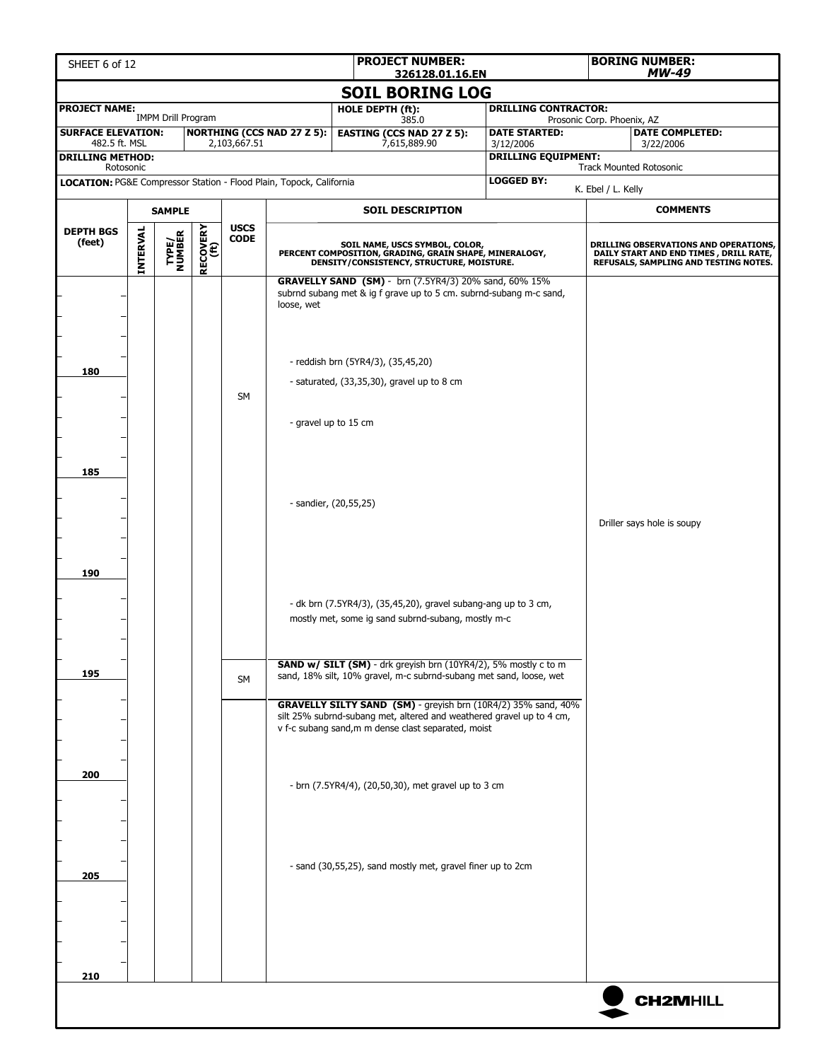| SHEET 6 of 12 | PROJECT NUMBER: 326128.01.16.EN | BORING NUMBER: *MW-49* |
|---|---|---|

# SOIL BORING LOG

| PROJECT NAME: IMPM Drill Program | | HOLE DEPTH (ft): 385.0 | DRILLING CONTRACTOR: Prosonic Corp. Phoenix, AZ | |
|---|---|---|---|---|
| SURFACE ELEVATION: 482.5 ft. MSL | NORTHING (CCS NAD 27 Z 5): 2,103,667.51 | EASTING (CCS NAD 27 Z 5): 7,615,889.90 | DATE STARTED: 3/12/2006 | DATE COMPLETED: 3/22/2006 |
| DRILLING METHOD: Rotosonic | | | DRILLING EQUIPMENT: Track Mounted Rotosonic | |
| LOCATION: PG&E Compressor Station - Flood Plain, Topock, California | | | LOGGED BY: K. Ebel / L. Kelly | |

| DEPTH BGS (feet) | SAMPLE INTERVAL | SAMPLE TYPE/NUMBER | SAMPLE RECOVERY (ft) | USCS CODE | SOIL DESCRIPTION (SOIL NAME, USCS SYMBOL, COLOR, PERCENT COMPOSITION, GRADING, GRAIN SHAPE, MINERALOGY, DENSITY/CONSISTENCY, STRUCTURE, MOISTURE.) | COMMENTS (DRILLING OBSERVATIONS AND OPERATIONS, DAILY START AND END TIMES , DRILL RATE, REFUSALS, SAMPLING AND TESTING NOTES.) |
|---|---|---|---|---|---|---|
| | | | | | **GRAVELLY SAND (SM)** - brn (7.5YR4/3) 20% sand, 60% 15% subrnd subang met & ig f grave up to 5 cm. subrnd-subang m-c sand, loose, wet | |
| | | | | | - reddish brn (5YR4/3), (35,45,20) | |
| 180 | | | | | - saturated, (33,35,30), gravel up to 8 cm | |
| | | | | SM | | |
| | | | | | - gravel up to 15 cm | |
| 185 | | | | | | |
| | | | | | - sandier, (20,55,25) | Driller says hole is soupy |
| 190 | | | | | | |
| | | | | | - dk brn (7.5YR4/3), (35,45,20), gravel subang-ang up to 3 cm, mostly met, some ig sand subrnd-subang, mostly m-c | |
| 195 | | | | SM | **SAND w/ SILT (SM)** - drk greyish brn (10YR4/2), 5% mostly c to m sand, 18% silt, 10% gravel, m-c subrnd-subang met sand, loose, wet | |
| | | | | | **GRAVELLY SILTY SAND (SM)** - greyish brn (10R4/2) 35% sand, 40% silt 25% subrnd-subang met, altered and weathered gravel up to 4 cm, v f-c subang sand,m m dense clast separated, moist | |
| 200 | | | | | - brn (7.5YR4/4), (20,50,30), met gravel up to 3 cm | |
| 205 | | | | | - sand (30,55,25), sand mostly met, gravel finer up to 2cm | |
| 210 | | | | | | |

CH2MHILL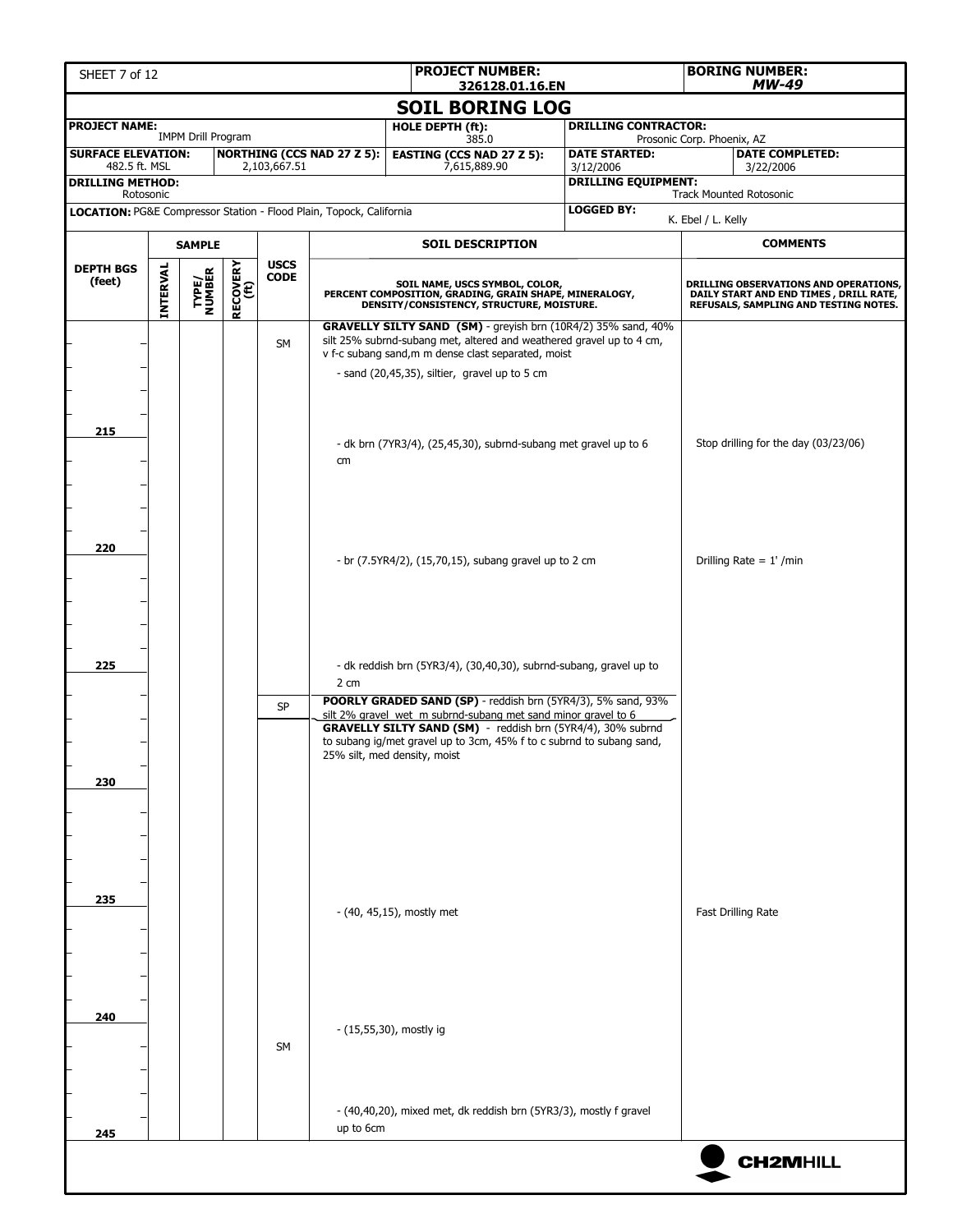| PROJECT NUMBER: 326128.01.16.EN | BORING NUMBER: MW-49 |
|---|---|

# SOIL BORING LOG

| PROJECT NAME: IMPM Drill Program | | HOLE DEPTH (ft): 385.0 | DRILLING CONTRACTOR: Prosonic Corp. Phoenix, AZ | |
|---|---|---|---|---|
| SURFACE ELEVATION: 482.5 ft. MSL | NORTHING (CCS NAD 27 Z 5): 2,103,667.51 | EASTING (CCS NAD 27 Z 5): 7,615,889.90 | DATE STARTED: 3/12/2006 | DATE COMPLETED: 3/22/2006 |
| DRILLING METHOD: Rotosonic | | | DRILLING EQUIPMENT: Track Mounted Rotosonic | |
| LOCATION: PG&E Compressor Station - Flood Plain, Topock, California | | | LOGGED BY: K. Ebel / L. Kelly | |

| DEPTH BGS (feet) | SAMPLE INTERVAL | SAMPLE TYPE/NUMBER | RECOVERY (ft) | USCS CODE | SOIL DESCRIPTION (SOIL NAME, USCS SYMBOL, COLOR, PERCENT COMPOSITION, GRADING, GRAIN SHAPE, MINERALOGY, DENSITY/CONSISTENCY, STRUCTURE, MOISTURE.) | COMMENTS (DRILLING OBSERVATIONS AND OPERATIONS, DAILY START AND END TIMES, DRILL RATE, REFUSALS, SAMPLING AND TESTING NOTES.) |
|---|---|---|---|---|---|---|
| | | | | SM | **GRAVELLY SILTY SAND (SM)** - greyish brn (10R4/2) 35% sand, 40% silt 25% subrnd-subang met, altered and weathered gravel up to 4 cm, v f-c subang sand,m m dense clast separated, moist | |
| | | | | | - sand (20,45,35), siltier, gravel up to 5 cm | |
| 215 | | | | | - dk brn (7YR3/4), (25,45,30), subrnd-subang met gravel up to 6 cm | Stop drilling for the day (03/23/06) |
| 220 | | | | | - br (7.5YR4/2), (15,70,15), subang gravel up to 2 cm | Drilling Rate = 1' /min |
| 225 | | | | | - dk reddish brn (5YR3/4), (30,40,30), subrnd-subang, gravel up to 2 cm | |
| | | | | SP | **POORLY GRADED SAND (SP)** - reddish brn (5YR4/3), 5% sand, 93% silt 2% gravel wet m subrnd-subang met sand minor gravel to 6 | |
| | | | | | **GRAVELLY SILTY SAND (SM)** - reddish brn (5YR4/4), 30% subrnd to subang ig/met gravel up to 3cm, 45% f to c subrnd to subang sand, 25% silt, med density, moist | |
| 230 | | | | | | |
| 235 | | | | | - (40, 45,15), mostly met | Fast Drilling Rate |
| 240 | | | | SM | - (15,55,30), mostly ig | |
| | | | | | - (40,40,20), mixed met, dk reddish brn (5YR3/3), mostly f gravel up to 6cm | |
| 245 | | | | | | |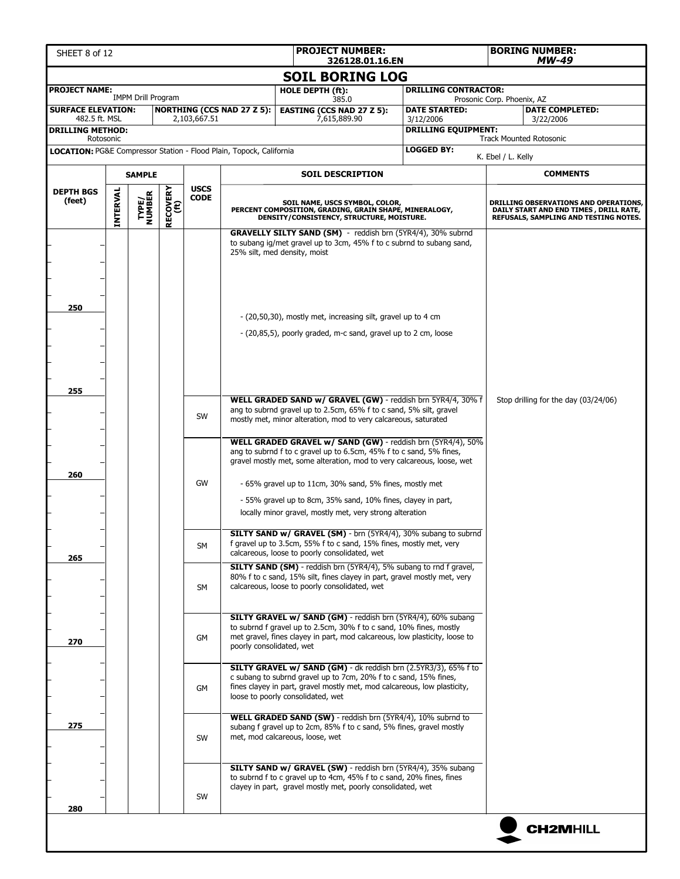| PROJECT NUMBER: 326128.01.16.EN | BORING NUMBER: MW-49 |
|---|---|

## SOIL BORING LOG

| PROJECT NAME: IMPM Drill Program | | HOLE DEPTH (ft): 385.0 | DRILLING CONTRACTOR: Prosonic Corp. Phoenix, AZ | |
|---|---|---|---|---|
| SURFACE ELEVATION: 482.5 ft. MSL | NORTHING (CCS NAD 27 Z 5): 2,103,667.51 | EASTING (CCS NAD 27 Z 5): 7,615,889.90 | DATE STARTED: 3/12/2006 | DATE COMPLETED: 3/22/2006 |
| DRILLING METHOD: Rotosonic | | | DRILLING EQUIPMENT: Track Mounted Rotosonic | |
| LOCATION: PG&E Compressor Station - Flood Plain, Topock, California | | | LOGGED BY: K. Ebel / L. Kelly | |

| DEPTH BGS (feet) | SAMPLE INTERVAL | SAMPLE TYPE/NUMBER | SAMPLE RECOVERY (ft) | USCS CODE | SOIL DESCRIPTION (SOIL NAME, USCS SYMBOL, COLOR, PERCENT COMPOSITION, GRADING, GRAIN SHAPE, MINERALOGY, DENSITY/CONSISTENCY, STRUCTURE, MOISTURE.) | COMMENTS (DRILLING OBSERVATIONS AND OPERATIONS, DAILY START AND END TIMES , DRILL RATE, REFUSALS, SAMPLING AND TESTING NOTES.) |
|---|---|---|---|---|---|---|
| | | | | | **GRAVELLY SILTY SAND (SM)** - reddish brn (5YR4/4), 30% subrnd to subang ig/met gravel up to 3cm, 45% f to c subrnd to subang sand, 25% silt, med density, moist | |
| 250 | | | | | - (20,50,30), mostly met, increasing silt, gravel up to 4 cm | |
| | | | | | - (20,85,5), poorly graded, m-c sand, gravel up to 2 cm, loose | |
| 255 | | | | SW | **WELL GRADED SAND w/ GRAVEL (GW)** - reddish brn 5YR4/4, 30% f ang to subrnd gravel up to 2.5cm, 65% f to c sand, 5% silt, gravel mostly met, minor alteration, mod to very calcareous, saturated | Stop drilling for the day (03/24/06) |
| | | | | GW | **WELL GRADED GRAVEL w/ SAND (GW)** - reddish brn (5YR4/4), 50% ang to subrnd f to c gravel up to 6.5cm, 45% f to c sand, 5% fines, gravel mostly met, some alteration, mod to very calcareous, loose, wet | |
| 260 | | | | | - 65% gravel up to 11cm, 30% sand, 5% fines, mostly met | |
| | | | | | - 55% gravel up to 8cm, 35% sand, 10% fines, clayey in part, locally minor gravel, mostly met, very strong alteration | |
| | | | | SM | **SILTY SAND w/ GRAVEL (SM)** - brn (5YR4/4), 30% subang to subrnd f gravel up to 3.5cm, 55% f to c sand, 15% fines, mostly met, very calcareous, loose to poorly consolidated, wet | |
| 265 | | | | SM | **SILTY SAND (SM)** - reddish brn (5YR4/4), 5% subang to rnd f gravel, 80% f to c sand, 15% silt, fines clayey in part, gravel mostly met, very calcareous, loose to poorly consolidated, wet | |
| 270 | | | | GM | **SILTY GRAVEL w/ SAND (GM)** - reddish brn (5YR4/4), 60% subang to subrnd f gravel up to 2.5cm, 30% f to c sand, 10% fines, mostly met gravel, fines clayey in part, mod calcareous, low plasticity, loose to poorly consolidated, wet | |
| | | | | GM | **SILTY GRAVEL w/ SAND (GM)** - dk reddish brn (2.5YR3/3), 65% f to c subang to subrnd gravel up to 7cm, 20% f to c sand, 15% fines, fines clayey in part, gravel mostly met, mod calcareous, low plasticity, loose to poorly consolidated, wet | |
| 275 | | | | SW | **WELL GRADED SAND (SW)** - reddish brn (5YR4/4), 10% subrnd to subang f gravel up to 2cm, 85% f to c sand, 5% fines, gravel mostly met, mod calcareous, loose, wet | |
| 280 | | | | SW | **SILTY SAND w/ GRAVEL (SW)** - reddish brn (5YR4/4), 35% subang to subrnd f to c gravel up to 4cm, 45% f to c sand, 20% fines, fines clayey in part, gravel mostly met, poorly consolidated, wet | |

CH2MHILL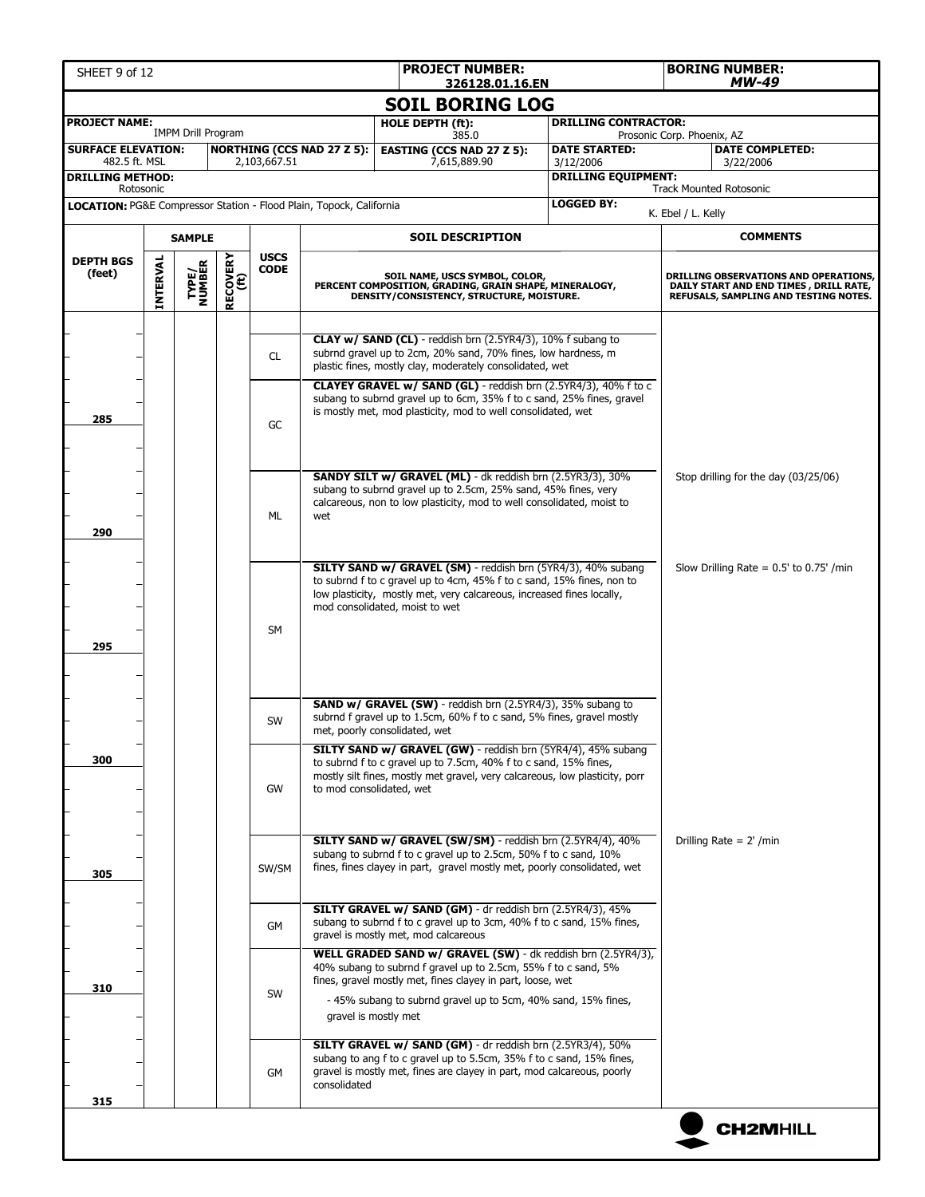| SHEET 9 of 12 | PROJECT NUMBER: 326128.01.16.EN | BORING NUMBER: MW-49 |
|---|---|---|

# SOIL BORING LOG

| PROJECT NAME: IMPM Drill Program | | HOLE DEPTH (ft): 385.0 | DRILLING CONTRACTOR: Prosonic Corp. Phoenix, AZ | |
|---|---|---|---|---|
| SURFACE ELEVATION: 482.5 ft. MSL | NORTHING (CCS NAD 27 Z 5): 2,103,667.51 | EASTING (CCS NAD 27 Z 5): 7,615,889.90 | DATE STARTED: 3/12/2006 | DATE COMPLETED: 3/22/2006 |
| DRILLING METHOD: Rotosonic | | | DRILLING EQUIPMENT: Track Mounted Rotosonic | |
| LOCATION: PG&E Compressor Station - Flood Plain, Topock, California | | | LOGGED BY: K. Ebel / L. Kelly | |

| DEPTH BGS (feet) | SAMPLE INTERVAL | SAMPLE TYPE/NUMBER | SAMPLE RECOVERY (ft) | USCS CODE | SOIL DESCRIPTION (SOIL NAME, USCS SYMBOL, COLOR, PERCENT COMPOSITION, GRADING, GRAIN SHAPE, MINERALOGY, DENSITY/CONSISTENCY, STRUCTURE, MOISTURE.) | COMMENTS (DRILLING OBSERVATIONS AND OPERATIONS, DAILY START AND END TIMES, DRILL RATE, REFUSALS, SAMPLING AND TESTING NOTES.) |
|---|---|---|---|---|---|---|
| | | | | CL | **CLAY w/ SAND (CL)** - reddish brn (2.5YR4/3), 10% f subang to subrnd gravel up to 2cm, 20% sand, 70% fines, low hardness, m plastic fines, mostly clay, moderately consolidated, wet | |
| 285 | | | | GC | **CLAYEY GRAVEL w/ SAND (GL)** - reddish brn (2.5YR4/3), 40% f to c subang to subrnd gravel up to 6cm, 35% f to c sand, 25% fines, gravel is mostly met, mod plasticity, mod to well consolidated, wet | |
| 290 | | | | ML | **SANDY SILT w/ GRAVEL (ML)** - dk reddish brn (2.5YR3/3), 30% subang to subrnd gravel up to 2.5cm, 25% sand, 45% fines, very calcareous, non to low plasticity, mod to well consolidated, moist to wet | Stop drilling for the day (03/25/06) |
| 295 | | | | SM | **SILTY SAND w/ GRAVEL (SM)** - reddish brn (5YR4/3), 40% subang to subrnd f to c gravel up to 4cm, 45% f to c sand, 15% fines, non to low plasticity, mostly met, very calcareous, increased fines locally, mod consolidated, moist to wet | Slow Drilling Rate = 0.5' to 0.75' /min |
| | | | | SW | **SAND w/ GRAVEL (SW)** - reddish brn (2.5YR4/3), 35% subang to subrnd f gravel up to 1.5cm, 60% f to c sand, 5% fines, gravel mostly met, poorly consolidated, wet | |
| 300 | | | | GW | **SILTY SAND w/ GRAVEL (GW)** - reddish brn (5YR4/4), 45% subang to subrnd f to c gravel up to 7.5cm, 40% f to c sand, 15% fines, mostly silt fines, mostly met gravel, very calcareous, low plasticity, porr to mod consolidated, wet | |
| 305 | | | | SW/SM | **SILTY SAND w/ GRAVEL (SW/SM)** - reddish brn (2.5YR4/4), 40% subang to subrnd f to c gravel up to 2.5cm, 50% f to c sand, 10% fines, fines clayey in part, gravel mostly met, poorly consolidated, wet | Drilling Rate = 2' /min |
| | | | | GM | **SILTY GRAVEL w/ SAND (GM)** - dr reddish brn (2.5YR4/3), 45% subang to subrnd f to c gravel up to 3cm, 40% f to c sand, 15% fines, gravel is mostly met, mod calcareous | |
| 310 | | | | SW | **WELL GRADED SAND w/ GRAVEL (SW)** - dk reddish brn (2.5YR4/3), 40% subang to subrnd f gravel up to 2.5cm, 55% f to c sand, 5% fines, gravel mostly met, fines clayey in part, loose, wet<br>- 45% subang to subrnd gravel up to 5cm, 40% sand, 15% fines, gravel is mostly met | |
| 315 | | | | GM | **SILTY GRAVEL w/ SAND (GM)** - dr reddish brn (2.5YR3/4), 50% subang to ang f to c gravel up to 5.5cm, 35% f to c sand, 15% fines, gravel is mostly met, fines are clayey in part, mod calcareous, poorly consolidated | |

CH2MHILL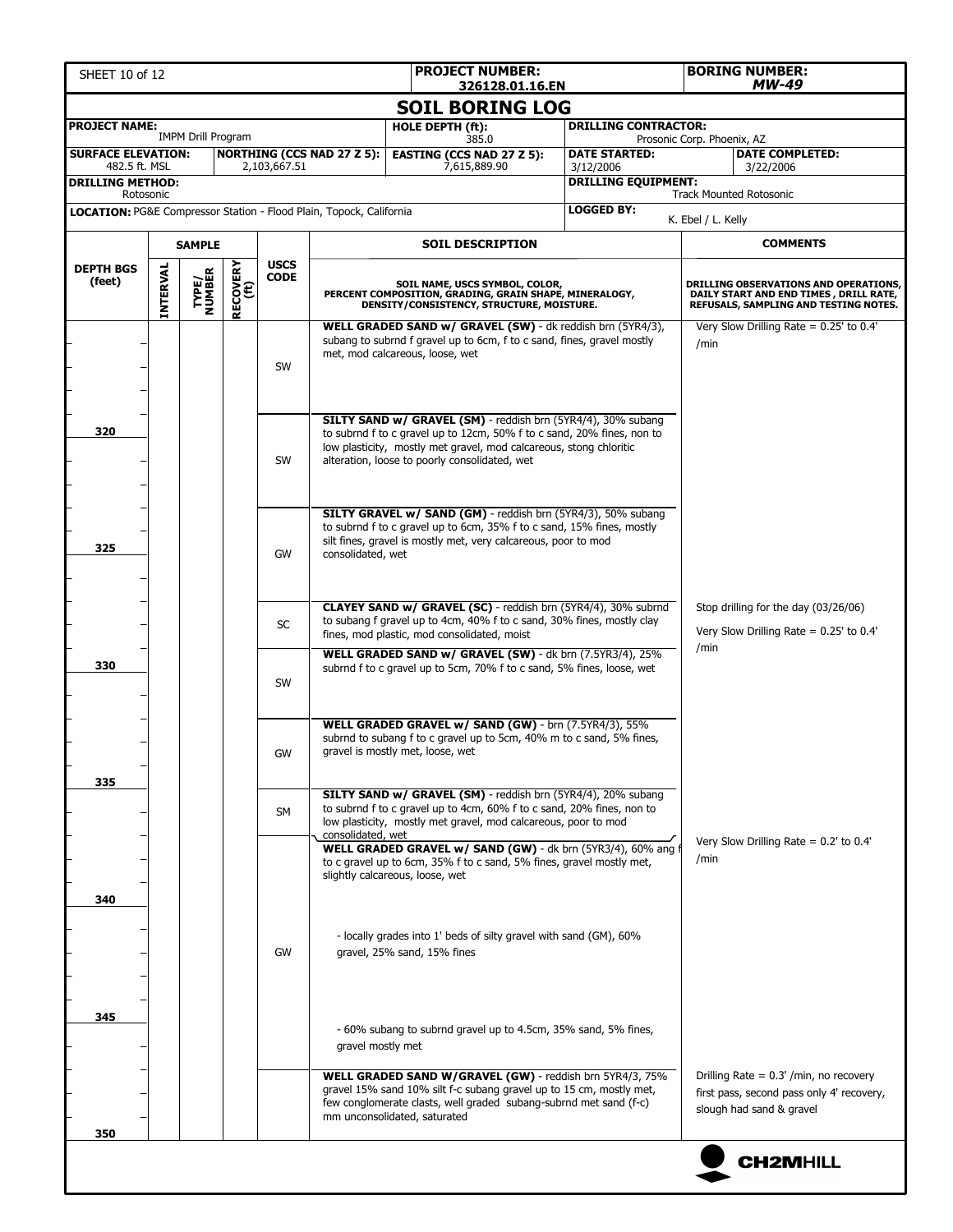| SHEET 10 of 12 | PROJECT NUMBER: 326128.01.16.EN | BORING NUMBER: *MW-49* |
|---|---|---|

# SOIL BORING LOG

| PROJECT NAME: IMPM Drill Program | HOLE DEPTH (ft): 385.0 | DRILLING CONTRACTOR: Prosonic Corp. Phoenix, AZ | |
|---|---|---|---|
| SURFACE ELEVATION: 482.5 ft. MSL / NORTHING (CCS NAD 27 Z 5): 2,103,667.51 | EASTING (CCS NAD 27 Z 5): 7,615,889.90 | DATE STARTED: 3/12/2006 | DATE COMPLETED: 3/22/2006 |
| DRILLING METHOD: Rotosonic | | DRILLING EQUIPMENT: Track Mounted Rotosonic | |
| LOCATION: PG&E Compressor Station - Flood Plain, Topock, California | | LOGGED BY: K. Ebel / L. Kelly | |

| DEPTH BGS (feet) | SAMPLE INTERVAL | SAMPLE TYPE/ NUMBER | SAMPLE RECOVERY (ft) | USCS CODE | SOIL DESCRIPTION: SOIL NAME, USCS SYMBOL, COLOR, PERCENT COMPOSITION, GRADING, GRAIN SHAPE, MINERALOGY, DENSITY/CONSISTENCY, STRUCTURE, MOISTURE. | COMMENTS: DRILLING OBSERVATIONS AND OPERATIONS, DAILY START AND END TIMES, DRILL RATE, REFUSALS, SAMPLING AND TESTING NOTES. |
|---|---|---|---|---|---|---|
| | | | | SW | **WELL GRADED SAND w/ GRAVEL (SW)** - dk reddish brn (5YR4/3), subang to subrnd f gravel up to 6cm, f to c sand, fines, gravel mostly met, mod calcareous, loose, wet | Very Slow Drilling Rate = 0.25' to 0.4' /min |
| 320 | | | | SW | **SILTY SAND w/ GRAVEL (SM)** - reddish brn (5YR4/4), 30% subang to subrnd f to c gravel up to 12cm, 50% f to c sand, 20% fines, non to low plasticity, mostly met gravel, mod calcareous, stong chloritic alteration, loose to poorly consolidated, wet | |
| 325 | | | | GW | **SILTY GRAVEL w/ SAND (GM)** - reddish brn (5YR4/3), 50% subang to subrnd f to c gravel up to 6cm, 35% f to c sand, 15% fines, mostly silt fines, gravel is mostly met, very calcareous, poor to mod consolidated, wet | |
| | | | | SC | **CLAYEY SAND w/ GRAVEL (SC)** - reddish brn (5YR4/4), 30% subrnd to subang f gravel up to 4cm, 40% f to c sand, 30% fines, mostly clay fines, mod plastic, mod consolidated, moist | Stop drilling for the day (03/26/06)<br>Very Slow Drilling Rate = 0.25' to 0.4' /min |
| 330 | | | | SW | **WELL GRADED SAND w/ GRAVEL (SW)** - dk brn (7.5YR3/4), 25% subrnd f to c gravel up to 5cm, 70% f to c sand, 5% fines, loose, wet | |
| | | | | GW | **WELL GRADED GRAVEL w/ SAND (GW)** - brn (7.5YR4/3), 55% subrnd to subang f to c gravel up to 5cm, 40% m to c sand, 5% fines, gravel is mostly met, loose, wet | |
| 335 | | | | SM | **SILTY SAND w/ GRAVEL (SM)** - reddish brn (5YR4/4), 20% subang to subrnd f to c gravel up to 4cm, 60% f to c sand, 20% fines, non to low plasticity, mostly met gravel, mod calcareous, poor to mod consolidated, wet | |
| 340 / 345 | | | | GW | **WELL GRADED GRAVEL w/ SAND (GW)** - dk brn (5YR3/4), 60% ang f to c gravel up to 6cm, 35% f to c sand, 5% fines, gravel mostly met, slightly calcareous, loose, wet<br>- locally grades into 1' beds of silty gravel with sand (GM), 60% gravel, 25% sand, 15% fines<br>- 60% subang to subrnd gravel up to 4.5cm, 35% sand, 5% fines, gravel mostly met | Very Slow Drilling Rate = 0.2' to 0.4' /min |
| 350 | | | | | **WELL GRADED SAND W/GRAVEL (GW)** - reddish brn 5YR4/3, 75% gravel 15% sand 10% silt f-c subang gravel up to 15 cm, mostly met, few conglomerate clasts, well graded subang-subrnd met sand (f-c) mm unconsolidated, saturated | Drilling Rate = 0.3' /min, no recovery first pass, second pass only 4' recovery, slough had sand & gravel |

CH2MHILL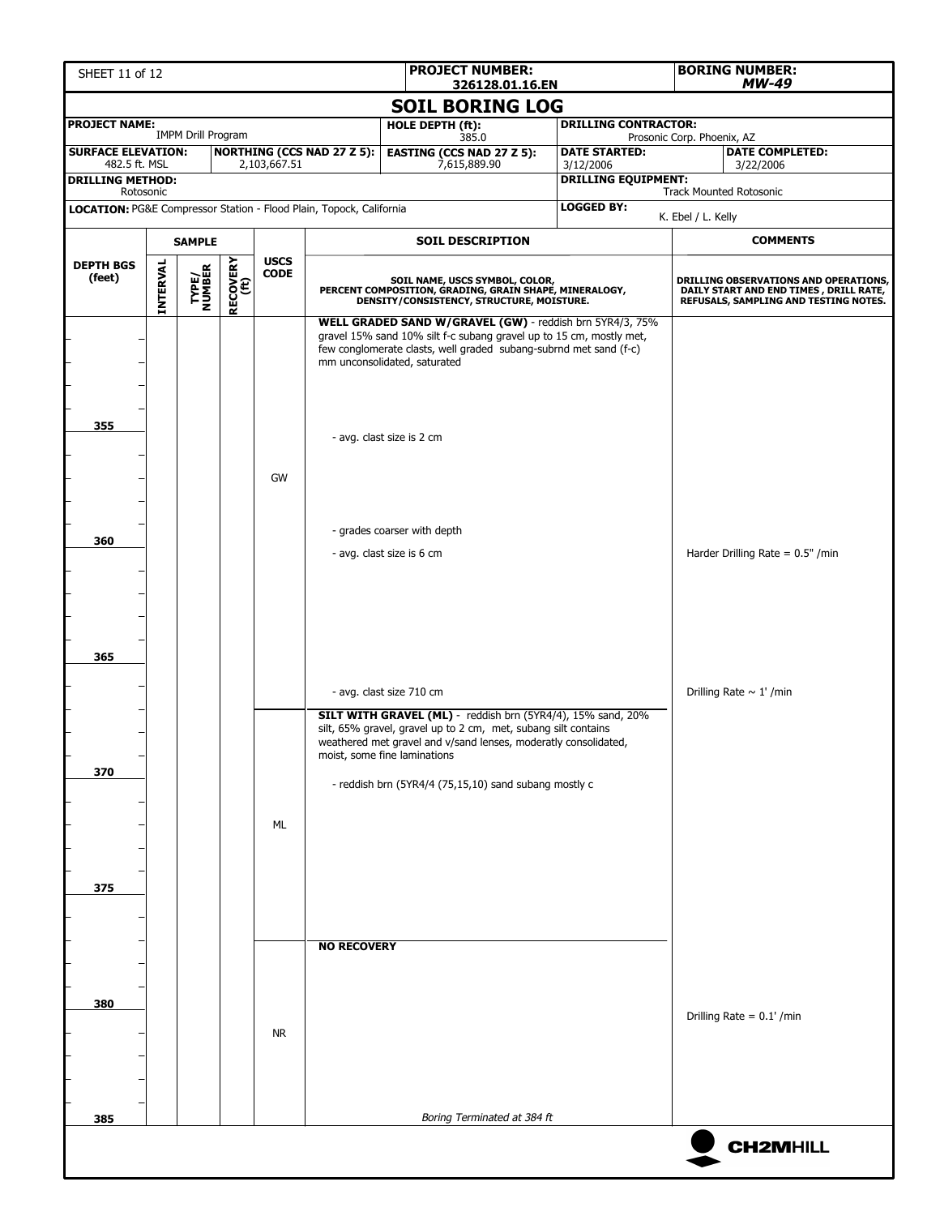| PROJECT NUMBER: | BORING NUMBER: |
|---|---|
| 326128.01.16.EN | MW-49 |

# SOIL BORING LOG

| PROJECT NAME: IMPM Drill Program | | HOLE DEPTH (ft): 385.0 | DRILLING CONTRACTOR: Prosonic Corp. Phoenix, AZ | |
|---|---|---|---|---|
| SURFACE ELEVATION: 482.5 ft. MSL | NORTHING (CCS NAD 27 Z 5): 2,103,667.51 | EASTING (CCS NAD 27 Z 5): 7,615,889.90 | DATE STARTED: 3/12/2006 | DATE COMPLETED: 3/22/2006 |
| DRILLING METHOD: Rotosonic | | | DRILLING EQUIPMENT: Track Mounted Rotosonic | |
| LOCATION: PG&E Compressor Station - Flood Plain, Topock, California | | | LOGGED BY: K. Ebel / L. Kelly | |

| DEPTH BGS (feet) | SAMPLE INTERVAL | SAMPLE TYPE/NUMBER | SAMPLE RECOVERY (ft) | USCS CODE | SOIL DESCRIPTION (SOIL NAME, USCS SYMBOL, COLOR, PERCENT COMPOSITION, GRADING, GRAIN SHAPE, MINERALOGY, DENSITY/CONSISTENCY, STRUCTURE, MOISTURE.) | COMMENTS (DRILLING OBSERVATIONS AND OPERATIONS, DAILY START AND END TIMES, DRILL RATE, REFUSALS, SAMPLING AND TESTING NOTES.) |
|---|---|---|---|---|---|---|
| | | | | GW | **WELL GRADED SAND W/GRAVEL (GW)** - reddish brn 5YR4/3, 75% gravel 15% sand 10% silt f-c subang gravel up to 15 cm, mostly met, few conglomerate clasts, well graded subang-subrnd met sand (f-c) mm unconsolidated, saturated | |
| 355 | | | | | - avg. clast size is 2 cm | |
| | | | | | - grades coarser with depth | |
| 360 | | | | | - avg. clast size is 6 cm | Harder Drilling Rate = 0.5" /min |
| 365 | | | | | | |
| | | | | | - avg. clast size 710 cm | Drilling Rate ~ 1' /min |
| | | | | ML | **SILT WITH GRAVEL (ML)** - reddish brn (5YR4/4), 15% sand, 20% silt, 65% gravel, gravel up to 2 cm, met, subang silt contains weathered met gravel and v/sand lenses, moderately consolidated, moist, some fine laminations | |
| 370 | | | | | - reddish brn (5YR4/4 (75,15,10) sand subang mostly c | |
| 375 | | | | | | |
| | | | | NR | **NO RECOVERY** | |
| 380 | | | | | | Drilling Rate = 0.1' /min |
| 385 | | | | | *Boring Terminated at 384 ft* | |

CH2MHILL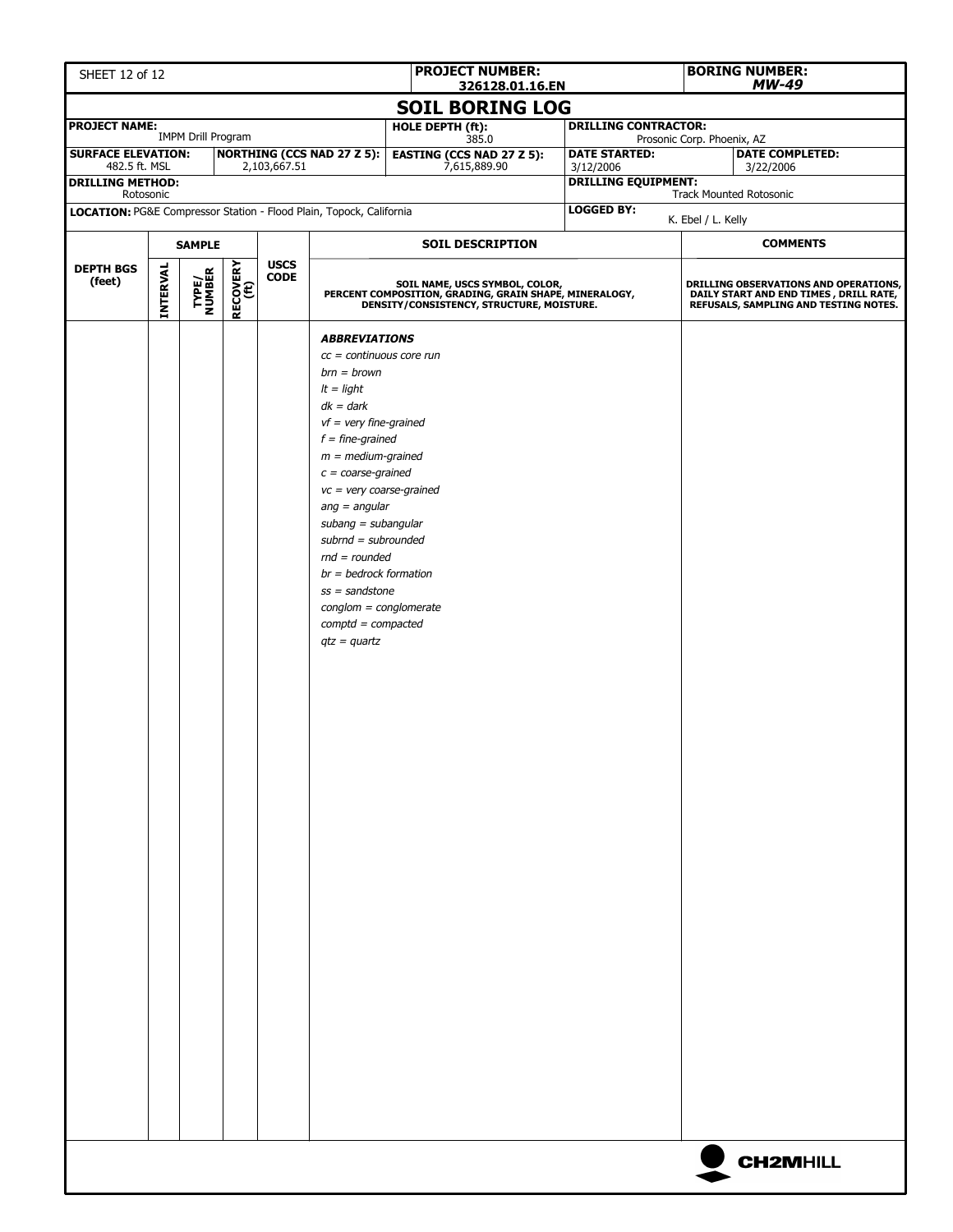| PROJECT NUMBER: | BORING NUMBER: |
|---|---|
| 326128.01.16.EN | MW-49 |

## SOIL BORING LOG

| | | | |
|---|---|---|---|
| **PROJECT NAME:** IMPM Drill Program | **HOLE DEPTH (ft):** 385.0 | **DRILLING CONTRACTOR:** Prosonic Corp. Phoenix, AZ | |
| **SURFACE ELEVATION:** 482.5 ft. MSL | **NORTHING (CCS NAD 27 Z 5):** 2,103,667.51 | **EASTING (CCS NAD 27 Z 5):** 7,615,889.90 | **DATE STARTED:** 3/12/2006 / **DATE COMPLETED:** 3/22/2006 |
| **DRILLING METHOD:** Rotosonic | | **DRILLING EQUIPMENT:** Track Mounted Rotosonic | |
| **LOCATION:** PG&E Compressor Station - Flood Plain, Topock, California | | **LOGGED BY:** K. Ebel / L. Kelly | |

| DEPTH BGS (feet) | SAMPLE | | | USCS CODE | SOIL DESCRIPTION | COMMENTS |
|---|---|---|---|---|---|---|
| | INTERVAL | TYPE/ NUMBER | RECOVERY (ft) | | SOIL NAME, USCS SYMBOL, COLOR, PERCENT COMPOSITION, GRADING, GRAIN SHAPE, MINERALOGY, DENSITY/CONSISTENCY, STRUCTURE, MOISTURE. | DRILLING OBSERVATIONS AND OPERATIONS, DAILY START AND END TIMES , DRILL RATE, REFUSALS, SAMPLING AND TESTING NOTES. |

***ABBREVIATIONS***

*cc = continuous core run*
*brn = brown*
*lt = light*
*dk = dark*
*vf = very fine-grained*
*f = fine-grained*
*m = medium-grained*
*c = coarse-grained*
*vc = very coarse-grained*
*ang = angular*
*subang = subangular*
*subrnd = subrounded*
*rnd = rounded*
*br = bedrock formation*
*ss = sandstone*
*conglom = conglomerate*
*comptd = compacted*
*qtz = quartz*

CH2MHILL